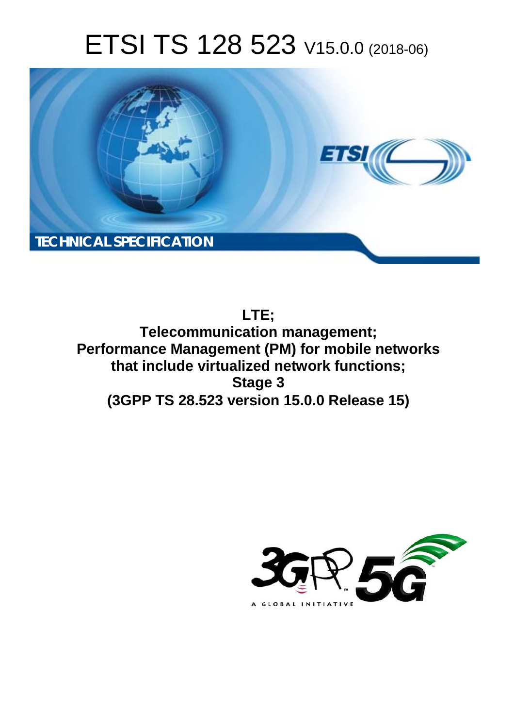# ETSI TS 128 523 V15.0.0 (2018-06)

TECHNICAL SPECIFICATION

**LTE;**
**Telecommunication management;**
**Performance Management (PM) for mobile networks that include virtualized network functions;**
**Stage 3**
**(3GPP TS 28.523 version 15.0.0 Release 15)**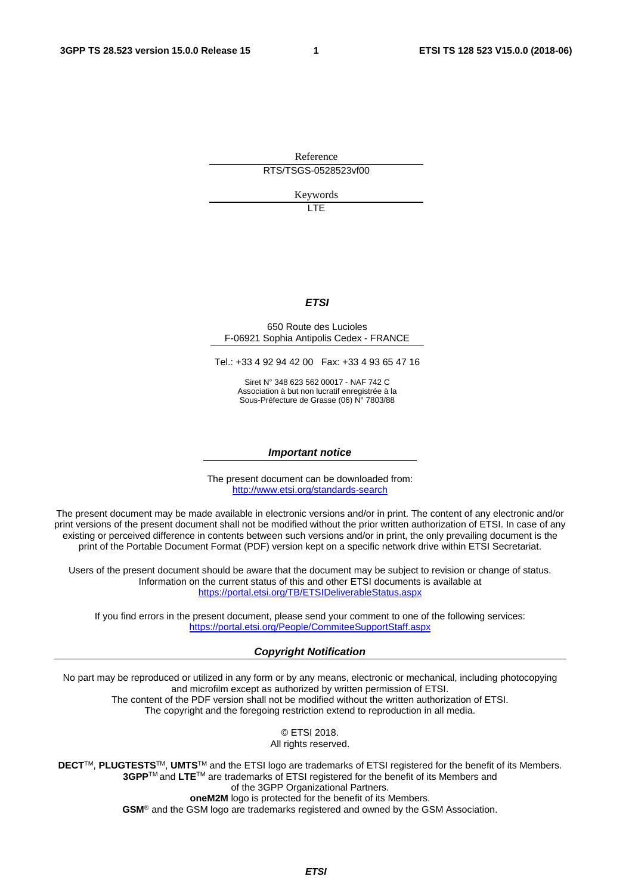Reference

RTS/TSGS-0528523vf00

Keywords

LTE

***ETSI***

650 Route des Lucioles
F-06921 Sophia Antipolis Cedex - FRANCE

Tel.: +33 4 92 94 42 00 Fax: +33 4 93 65 47 16

Siret N° 348 623 562 00017 - NAF 742 C
Association à but non lucratif enregistrée à la
Sous-Préfecture de Grasse (06) N° 7803/88

***Important notice***

The present document can be downloaded from:
http://www.etsi.org/standards-search

The present document may be made available in electronic versions and/or in print. The content of any electronic and/or print versions of the present document shall not be modified without the prior written authorization of ETSI. In case of any existing or perceived difference in contents between such versions and/or in print, the only prevailing document is the print of the Portable Document Format (PDF) version kept on a specific network drive within ETSI Secretariat.

Users of the present document should be aware that the document may be subject to revision or change of status. Information on the current status of this and other ETSI documents is available at
https://portal.etsi.org/TB/ETSIDeliverableStatus.aspx

If you find errors in the present document, please send your comment to one of the following services:
https://portal.etsi.org/People/CommiteeSupportStaff.aspx

***Copyright Notification***

No part may be reproduced or utilized in any form or by any means, electronic or mechanical, including photocopying and microfilm except as authorized by written permission of ETSI.
The content of the PDF version shall not be modified without the written authorization of ETSI.
The copyright and the foregoing restriction extend to reproduction in all media.

© ETSI 2018.
All rights reserved.

**DECT**™, **PLUGTESTS**™, **UMTS**™ and the ETSI logo are trademarks of ETSI registered for the benefit of its Members.
**3GPP**™ and **LTE**™ are trademarks of ETSI registered for the benefit of its Members and of the 3GPP Organizational Partners.
**oneM2M** logo is protected for the benefit of its Members.
**GSM**® and the GSM logo are trademarks registered and owned by the GSM Association.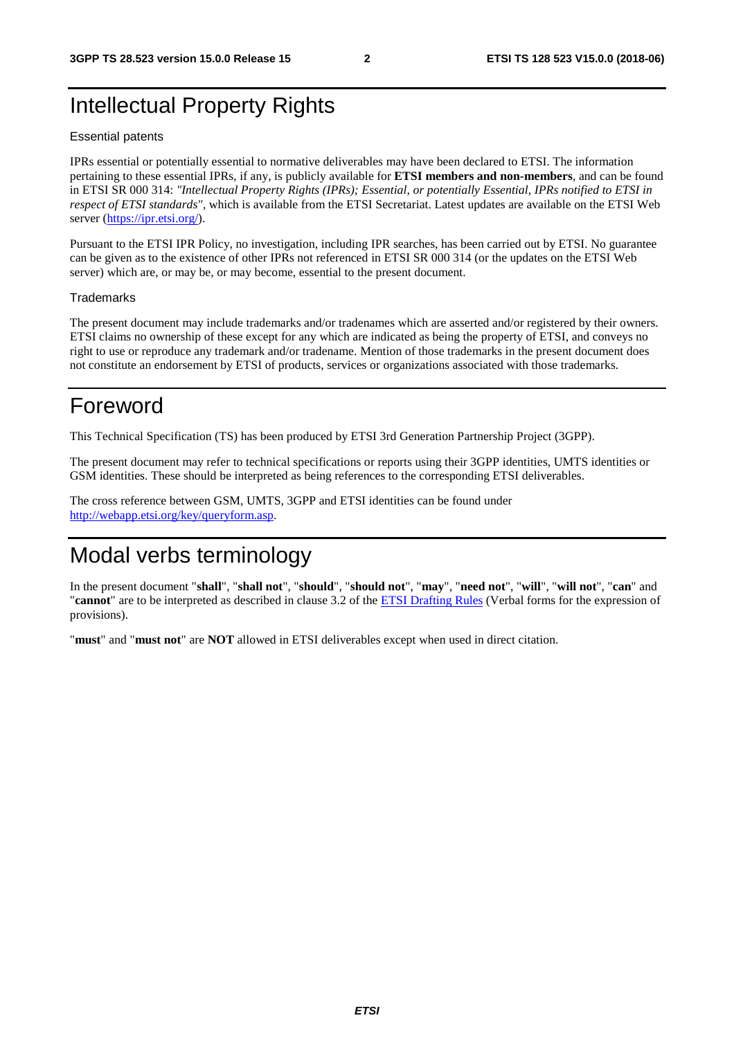# Intellectual Property Rights

Essential patents

IPRs essential or potentially essential to normative deliverables may have been declared to ETSI. The information pertaining to these essential IPRs, if any, is publicly available for **ETSI members and non-members**, and can be found in ETSI SR 000 314: *"Intellectual Property Rights (IPRs); Essential, or potentially Essential, IPRs notified to ETSI in respect of ETSI standards"*, which is available from the ETSI Secretariat. Latest updates are available on the ETSI Web server (https://ipr.etsi.org/).

Pursuant to the ETSI IPR Policy, no investigation, including IPR searches, has been carried out by ETSI. No guarantee can be given as to the existence of other IPRs not referenced in ETSI SR 000 314 (or the updates on the ETSI Web server) which are, or may be, or may become, essential to the present document.

Trademarks

The present document may include trademarks and/or tradenames which are asserted and/or registered by their owners. ETSI claims no ownership of these except for any which are indicated as being the property of ETSI, and conveys no right to use or reproduce any trademark and/or tradename. Mention of those trademarks in the present document does not constitute an endorsement by ETSI of products, services or organizations associated with those trademarks.

# Foreword

This Technical Specification (TS) has been produced by ETSI 3rd Generation Partnership Project (3GPP).

The present document may refer to technical specifications or reports using their 3GPP identities, UMTS identities or GSM identities. These should be interpreted as being references to the corresponding ETSI deliverables.

The cross reference between GSM, UMTS, 3GPP and ETSI identities can be found under http://webapp.etsi.org/key/queryform.asp.

# Modal verbs terminology

In the present document "**shall**", "**shall not**", "**should**", "**should not**", "**may**", "**need not**", "**will**", "**will not**", "**can**" and "**cannot**" are to be interpreted as described in clause 3.2 of the ETSI Drafting Rules (Verbal forms for the expression of provisions).

"**must**" and "**must not**" are **NOT** allowed in ETSI deliverables except when used in direct citation.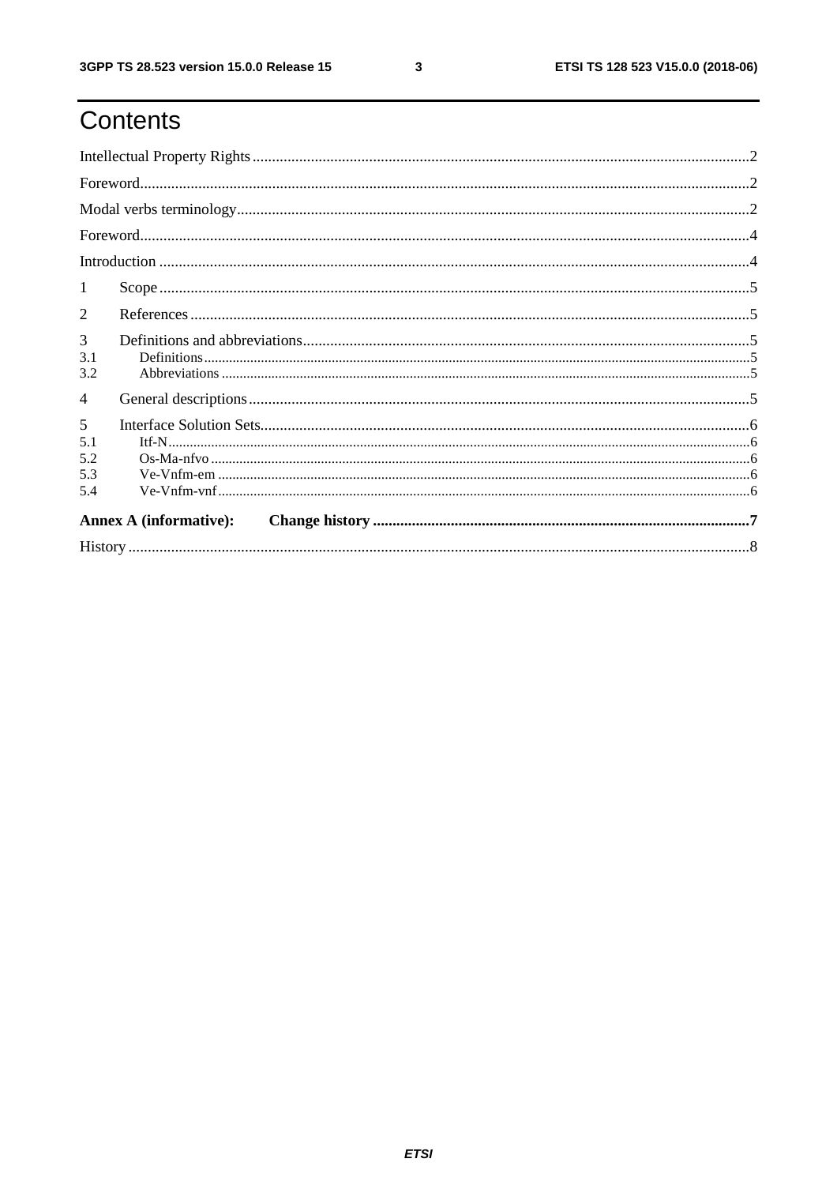# Contents

Intellectual Property Rights ....................................................................................................................2

Foreword....................................................................................................................................................2

Modal verbs terminology..........................................................................................................................2

Foreword....................................................................................................................................................4

Introduction ...............................................................................................................................................4

1 Scope ......................................................................................................................................................5

2 References ..............................................................................................................................................5

3 Definitions and abbreviations.................................................................................................................5

3.1 Definitions..........................................................................................................................................5

3.2 Abbreviations .....................................................................................................................................5

4 General descriptions...............................................................................................................................5

5 Interface Solution Sets............................................................................................................................6

5.1 Itf-N....................................................................................................................................................6

5.2 Os-Ma-nfvo ........................................................................................................................................6

5.3 Ve-Vnfm-em ......................................................................................................................................6

5.4 Ve-Vnfm-vnf ......................................................................................................................................6

**Annex A (informative): Change history** ..............................................................................................7

History .......................................................................................................................................................8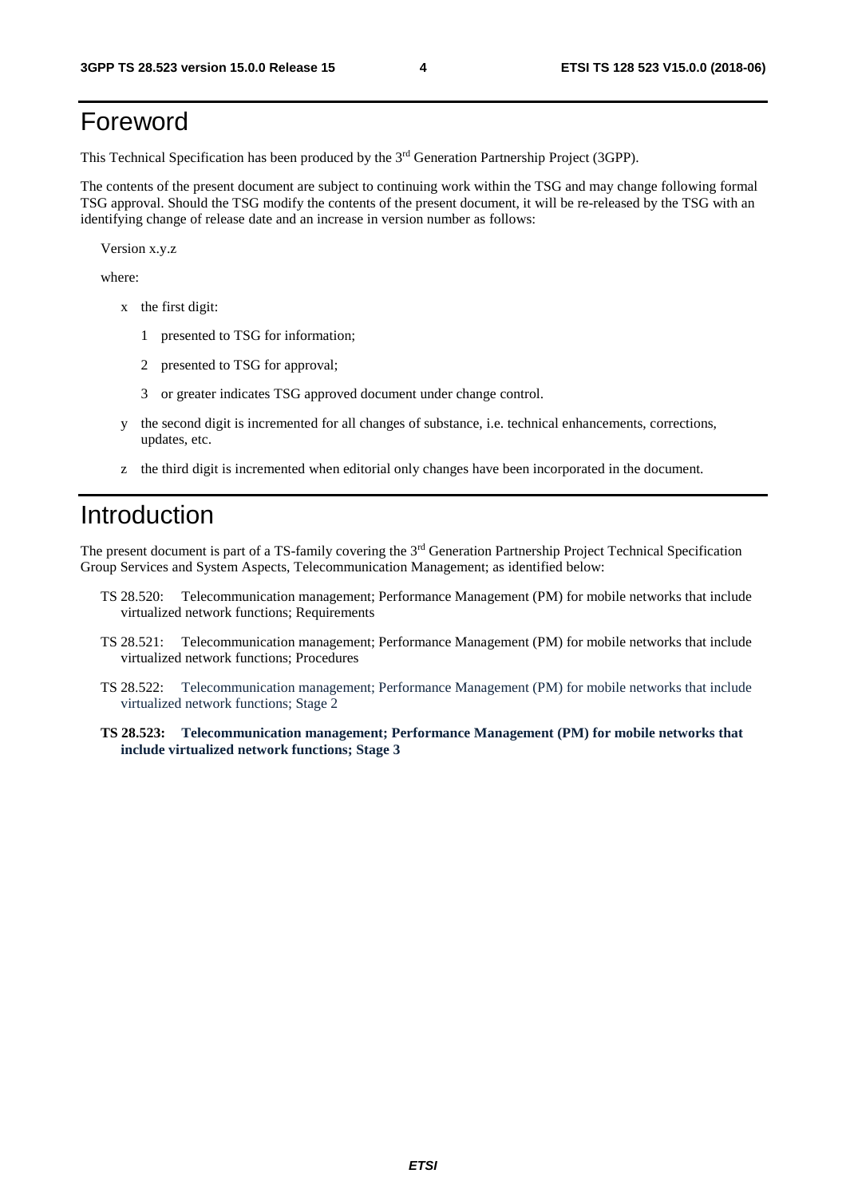# Foreword

This Technical Specification has been produced by the 3rd Generation Partnership Project (3GPP).

The contents of the present document are subject to continuing work within the TSG and may change following formal TSG approval. Should the TSG modify the contents of the present document, it will be re-released by the TSG with an identifying change of release date and an increase in version number as follows:

Version x.y.z

where:

- x the first digit:
  - 1 presented to TSG for information;
  - 2 presented to TSG for approval;
  - 3 or greater indicates TSG approved document under change control.
- y the second digit is incremented for all changes of substance, i.e. technical enhancements, corrections, updates, etc.
- z the third digit is incremented when editorial only changes have been incorporated in the document.

# Introduction

The present document is part of a TS-family covering the 3rd Generation Partnership Project Technical Specification Group Services and System Aspects, Telecommunication Management; as identified below:

TS 28.520: Telecommunication management; Performance Management (PM) for mobile networks that include virtualized network functions; Requirements

TS 28.521: Telecommunication management; Performance Management (PM) for mobile networks that include virtualized network functions; Procedures

TS 28.522: Telecommunication management; Performance Management (PM) for mobile networks that include virtualized network functions; Stage 2

**TS 28.523: Telecommunication management; Performance Management (PM) for mobile networks that include virtualized network functions; Stage 3**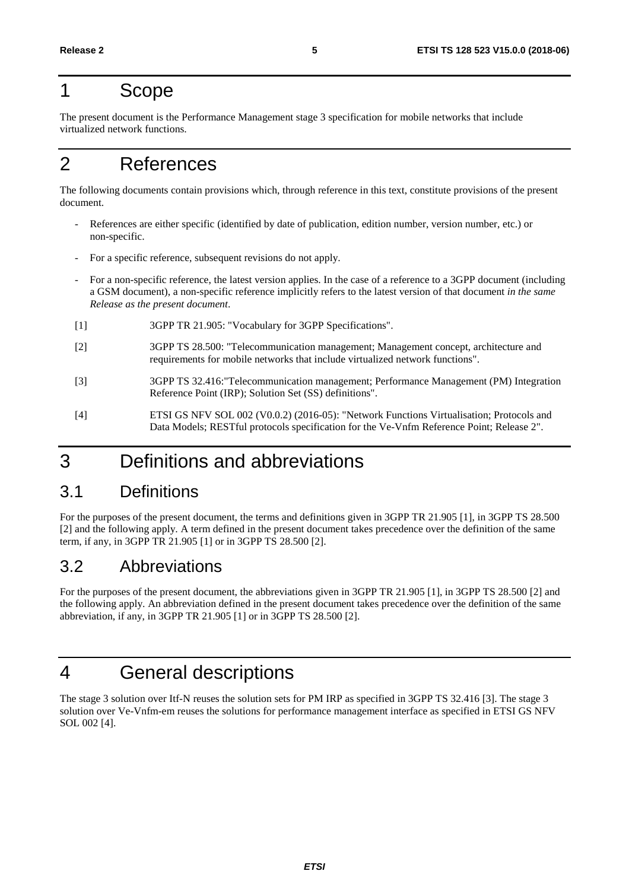# 1 Scope

The present document is the Performance Management stage 3 specification for mobile networks that include virtualized network functions.

# 2 References

The following documents contain provisions which, through reference in this text, constitute provisions of the present document.

- References are either specific (identified by date of publication, edition number, version number, etc.) or non-specific.
- For a specific reference, subsequent revisions do not apply.
- For a non-specific reference, the latest version applies. In the case of a reference to a 3GPP document (including a GSM document), a non-specific reference implicitly refers to the latest version of that document *in the same Release as the present document*.

[1] 3GPP TR 21.905: "Vocabulary for 3GPP Specifications".

[2] 3GPP TS 28.500: "Telecommunication management; Management concept, architecture and requirements for mobile networks that include virtualized network functions".

[3] 3GPP TS 32.416:"Telecommunication management; Performance Management (PM) Integration Reference Point (IRP); Solution Set (SS) definitions".

[4] ETSI GS NFV SOL 002 (V0.0.2) (2016-05): "Network Functions Virtualisation; Protocols and Data Models; RESTful protocols specification for the Ve-Vnfm Reference Point; Release 2".

# 3 Definitions and abbreviations

## 3.1 Definitions

For the purposes of the present document, the terms and definitions given in 3GPP TR 21.905 [1], in 3GPP TS 28.500 [2] and the following apply. A term defined in the present document takes precedence over the definition of the same term, if any, in 3GPP TR 21.905 [1] or in 3GPP TS 28.500 [2].

## 3.2 Abbreviations

For the purposes of the present document, the abbreviations given in 3GPP TR 21.905 [1], in 3GPP TS 28.500 [2] and the following apply. An abbreviation defined in the present document takes precedence over the definition of the same abbreviation, if any, in 3GPP TR 21.905 [1] or in 3GPP TS 28.500 [2].

# 4 General descriptions

The stage 3 solution over Itf-N reuses the solution sets for PM IRP as specified in 3GPP TS 32.416 [3]. The stage 3 solution over Ve-Vnfm-em reuses the solutions for performance management interface as specified in ETSI GS NFV SOL 002 [4].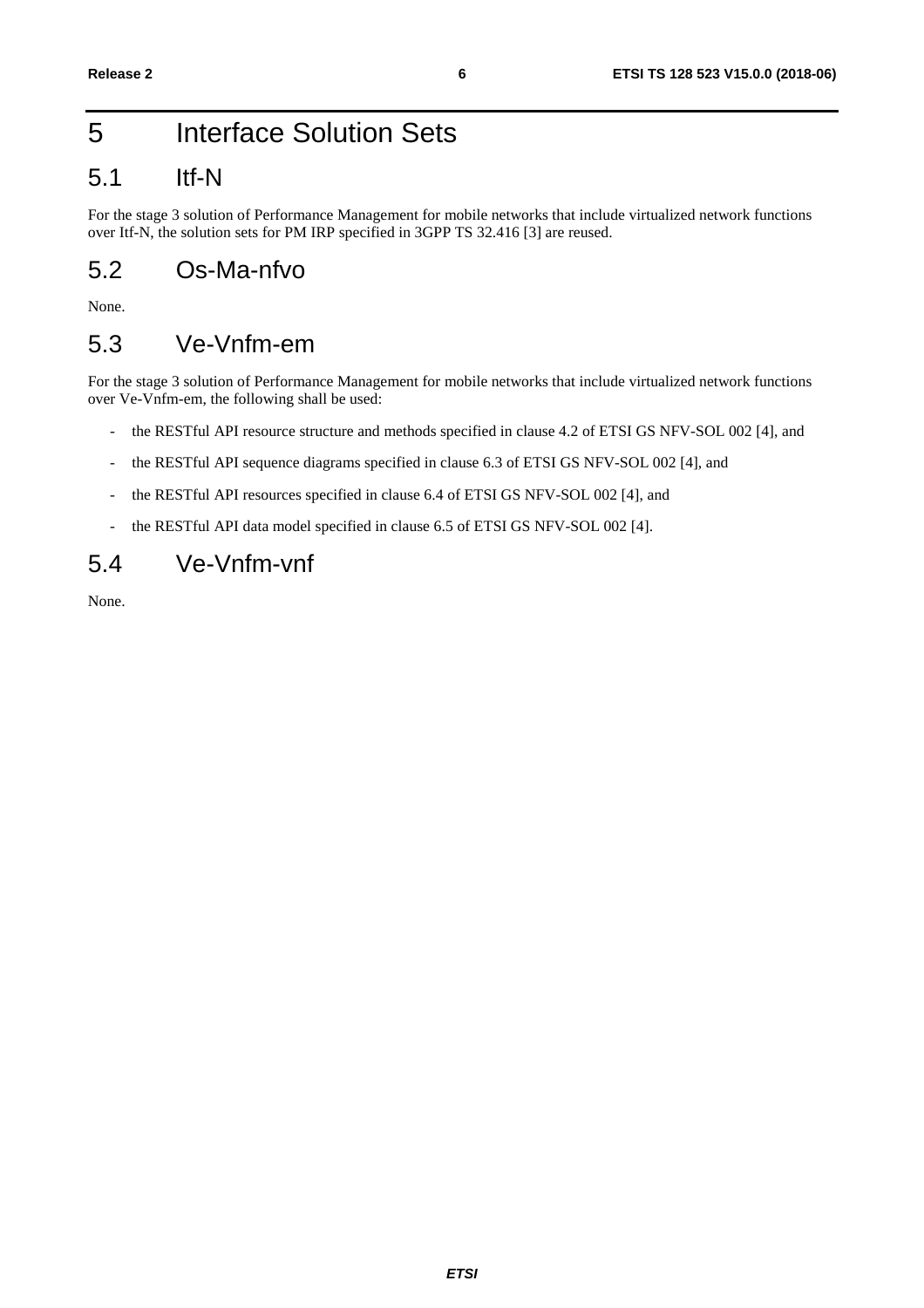# 5 Interface Solution Sets

## 5.1 Itf-N

For the stage 3 solution of Performance Management for mobile networks that include virtualized network functions over Itf-N, the solution sets for PM IRP specified in 3GPP TS 32.416 [3] are reused.

## 5.2 Os-Ma-nfvo

None.

## 5.3 Ve-Vnfm-em

For the stage 3 solution of Performance Management for mobile networks that include virtualized network functions over Ve-Vnfm-em, the following shall be used:

- the RESTful API resource structure and methods specified in clause 4.2 of ETSI GS NFV-SOL 002 [4], and
- the RESTful API sequence diagrams specified in clause 6.3 of ETSI GS NFV-SOL 002 [4], and
- the RESTful API resources specified in clause 6.4 of ETSI GS NFV-SOL 002 [4], and
- the RESTful API data model specified in clause 6.5 of ETSI GS NFV-SOL 002 [4].

## 5.4 Ve-Vnfm-vnf

None.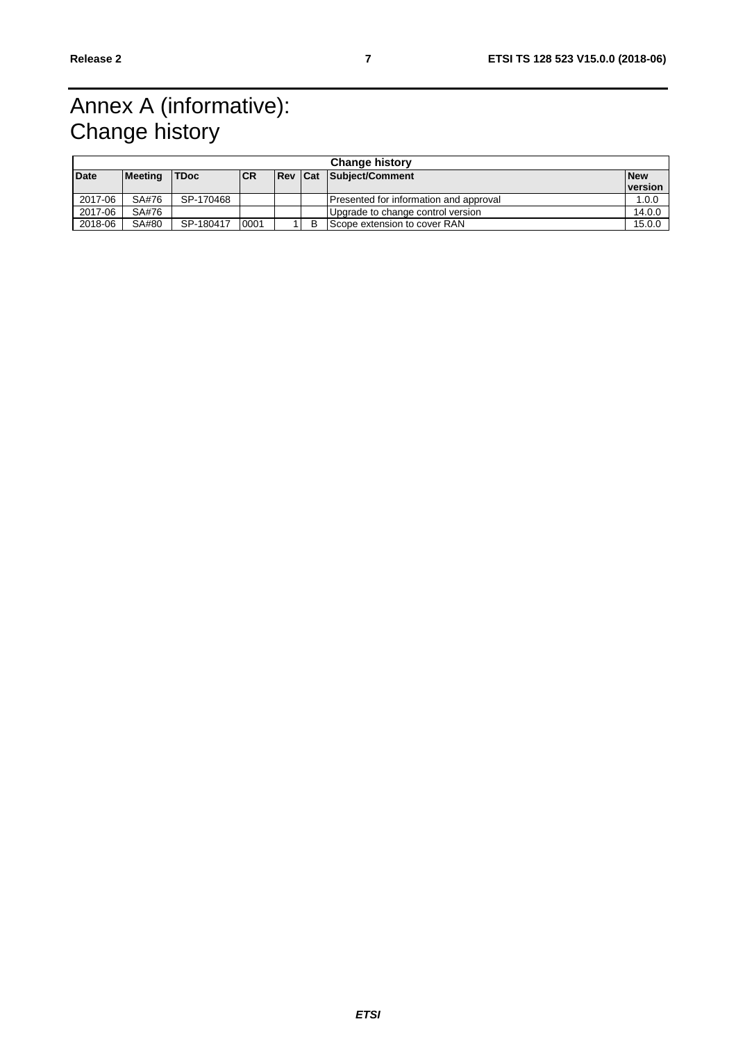# Annex A (informative): Change history

| Change history | | | | | | | |
|---|---|---|---|---|---|---|---|
| Date | Meeting | TDoc | CR | Rev | Cat | Subject/Comment | New version |
| 2017-06 | SA#76 | SP-170468 | | | | Presented for information and approval | 1.0.0 |
| 2017-06 | SA#76 | | | | | Upgrade to change control version | 14.0.0 |
| 2018-06 | SA#80 | SP-180417 | 0001 | 1 | B | Scope extension to cover RAN | 15.0.0 |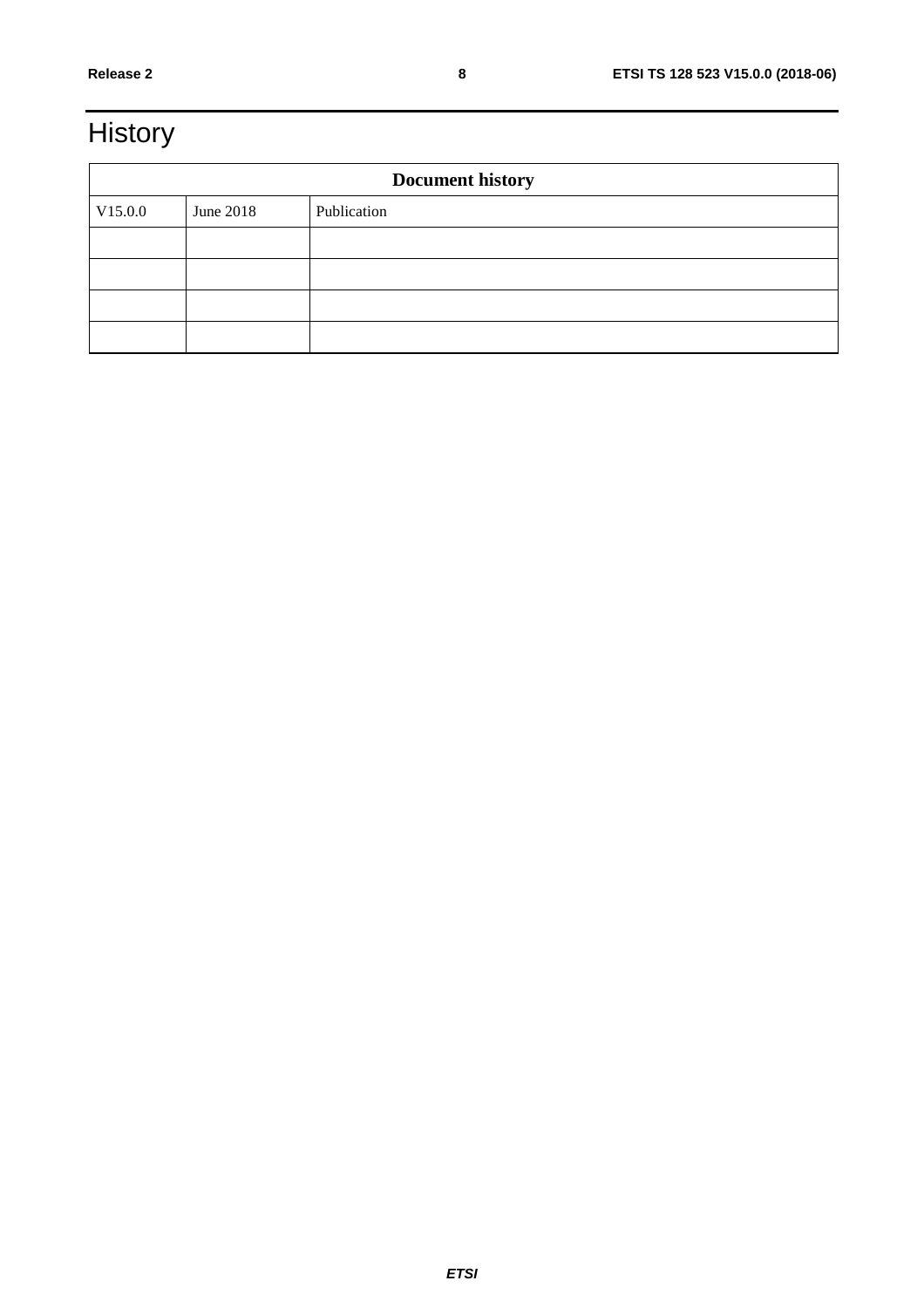# History

| Document history | | |
|---|---|---|
| V15.0.0 | June 2018 | Publication |
| | | |
| | | |
| | | |
| | | |